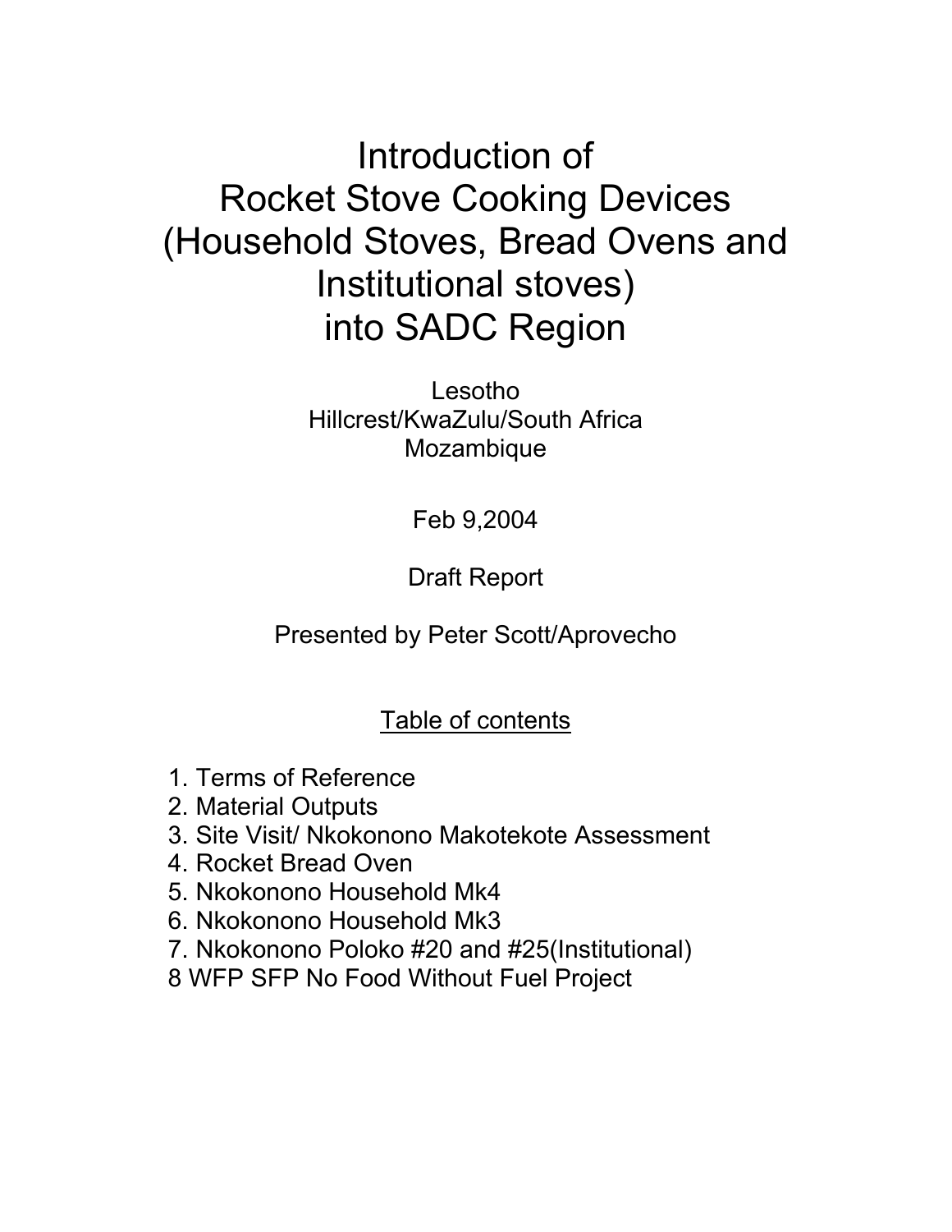# Introduction of Rocket Stove Cooking Devices (Household Stoves, Bread Ovens and Institutional stoves) into SADC Region

Lesotho
Hillcrest/KwaZulu/South Africa
Mozambique

Feb 9,2004

Draft Report

Presented by Peter Scott/Aprovecho

## Table of contents

1. Terms of Reference
2. Material Outputs
3. Site Visit/ Nkokonono Makotekote Assessment
4. Rocket Bread Oven
5. Nkokonono Household Mk4
6. Nkokonono Household Mk3
7. Nkokonono Poloko #20 and #25(Institutional)

8 WFP SFP No Food Without Fuel Project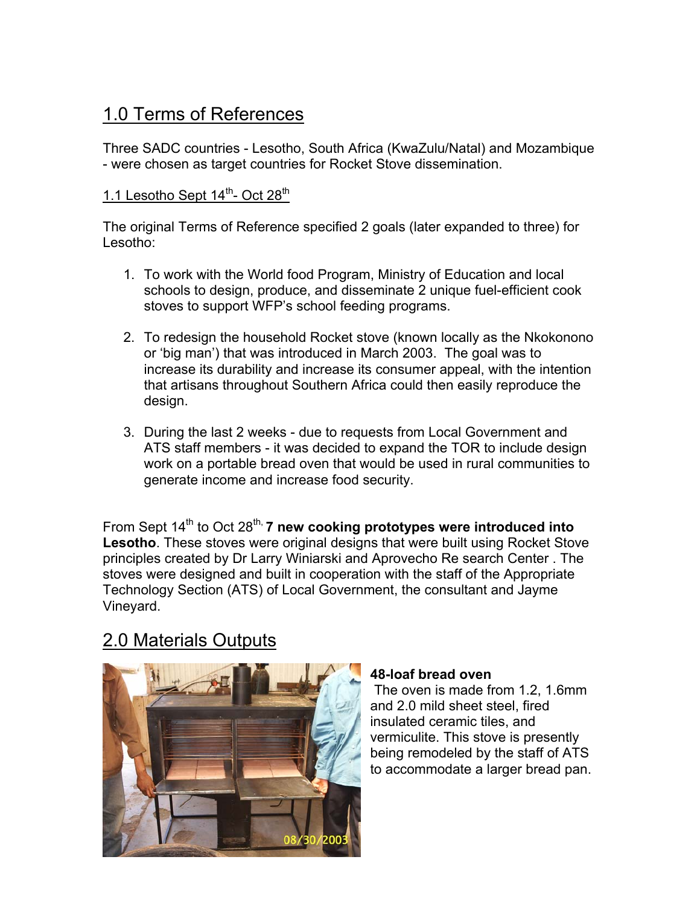# 1.0 Terms of References

Three SADC countries - Lesotho, South Africa (KwaZulu/Natal) and Mozambique - were chosen as target countries for Rocket Stove dissemination.

## 1.1 Lesotho Sept 14th- Oct 28th

The original Terms of Reference specified 2 goals (later expanded to three) for Lesotho:

1. To work with the World food Program, Ministry of Education and local schools to design, produce, and disseminate 2 unique fuel-efficient cook stoves to support WFP's school feeding programs.

2. To redesign the household Rocket stove (known locally as the Nkokonono or 'big man') that was introduced in March 2003. The goal was to increase its durability and increase its consumer appeal, with the intention that artisans throughout Southern Africa could then easily reproduce the design.

3. During the last 2 weeks - due to requests from Local Government and ATS staff members - it was decided to expand the TOR to include design work on a portable bread oven that would be used in rural communities to generate income and increase food security.

From Sept 14th to Oct 28th, **7 new cooking prototypes were introduced into Lesotho**. These stoves were original designs that were built using Rocket Stove principles created by Dr Larry Winiarski and Aprovecho Re search Center . The stoves were designed and built in cooperation with the staff of the Appropriate Technology Section (ATS) of Local Government, the consultant and Jayme Vineyard.

# 2.0 Materials Outputs

**48-loaf bread oven**

The oven is made from 1.2, 1.6mm and 2.0 mild sheet steel, fired insulated ceramic tiles, and vermiculite. This stove is presently being remodeled by the staff of ATS to accommodate a larger bread pan.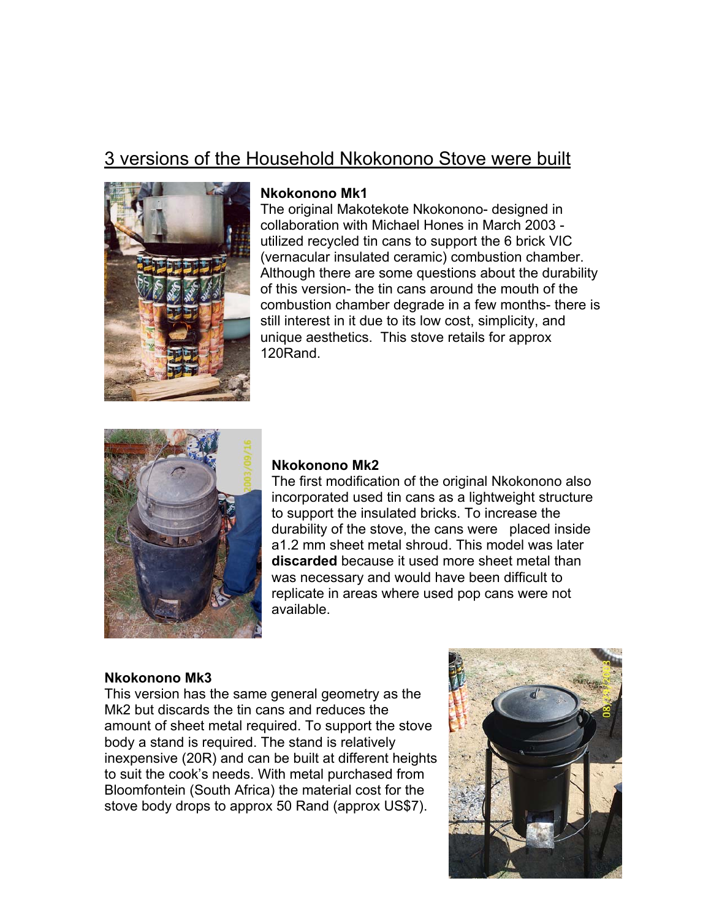## 3 versions of the Household Nkokonono Stove were built

### Nkokonono Mk1

The original Makotekote Nkokonono- designed in collaboration with Michael Hones in March 2003 - utilized recycled tin cans to support the 6 brick VIC (vernacular insulated ceramic) combustion chamber. Although there are some questions about the durability of this version- the tin cans around the mouth of the combustion chamber degrade in a few months- there is still interest in it due to its low cost, simplicity, and unique aesthetics. This stove retails for approx 120Rand.

### Nkokonono Mk2

The first modification of the original Nkokonono also incorporated used tin cans as a lightweight structure to support the insulated bricks. To increase the durability of the stove, the cans were placed inside a1.2 mm sheet metal shroud. This model was later **discarded** because it used more sheet metal than was necessary and would have been difficult to replicate in areas where used pop cans were not available.

### Nkokonono Mk3

This version has the same general geometry as the Mk2 but discards the tin cans and reduces the amount of sheet metal required. To support the stove body a stand is required. The stand is relatively inexpensive (20R) and can be built at different heights to suit the cook's needs. With metal purchased from Bloomfontein (South Africa) the material cost for the stove body drops to approx 50 Rand (approx US$7).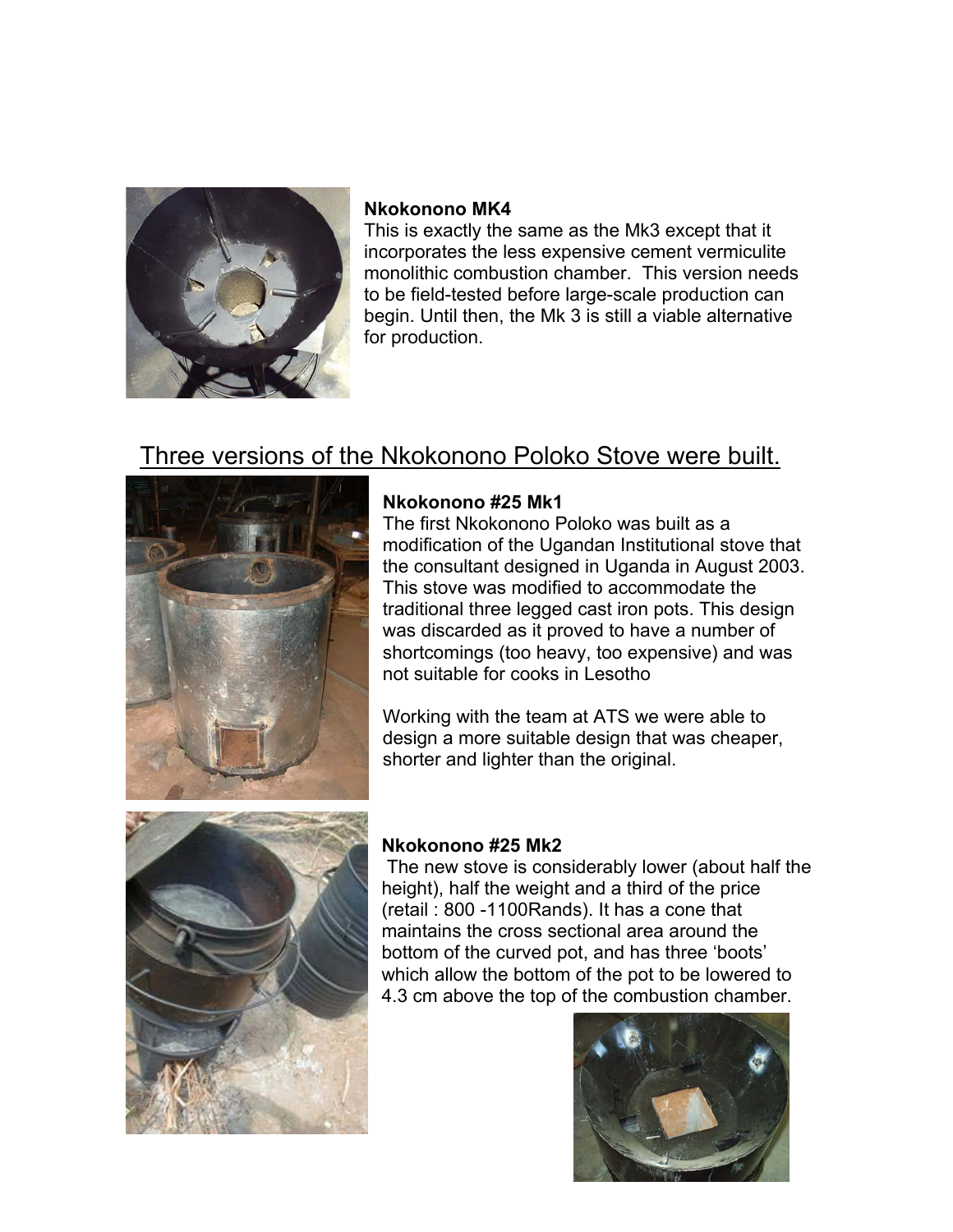**Nkokonono MK4**

This is exactly the same as the Mk3 except that it incorporates the less expensive cement vermiculite monolithic combustion chamber. This version needs to be field-tested before large-scale production can begin. Until then, the Mk 3 is still a viable alternative for production.

## Three versions of the Nkokonono Poloko Stove were built.

**Nkokonono #25 Mk1**

The first Nkokonono Poloko was built as a modification of the Ugandan Institutional stove that the consultant designed in Uganda in August 2003. This stove was modified to accommodate the traditional three legged cast iron pots. This design was discarded as it proved to have a number of shortcomings (too heavy, too expensive) and was not suitable for cooks in Lesotho

Working with the team at ATS we were able to design a more suitable design that was cheaper, shorter and lighter than the original.

**Nkokonono #25 Mk2**

The new stove is considerably lower (about half the height), half the weight and a third of the price (retail : 800 -1100Rands). It has a cone that maintains the cross sectional area around the bottom of the curved pot, and has three 'boots' which allow the bottom of the pot to be lowered to 4.3 cm above the top of the combustion chamber.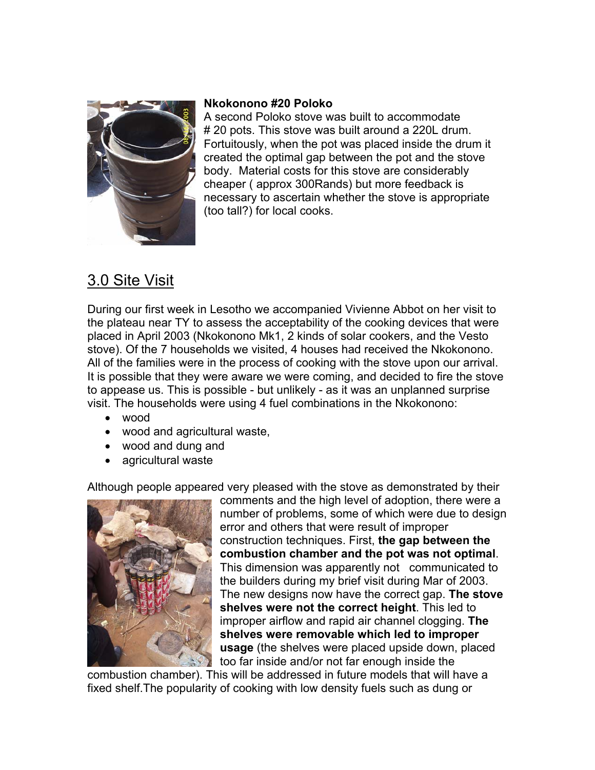**Nkokonono #20 Poloko**

A second Poloko stove was built to accommodate # 20 pots. This stove was built around a 220L drum. Fortuitously, when the pot was placed inside the drum it created the optimal gap between the pot and the stove body. Material costs for this stove are considerably cheaper ( approx 300Rands) but more feedback is necessary to ascertain whether the stove is appropriate (too tall?) for local cooks.

## 3.0 Site Visit

During our first week in Lesotho we accompanied Vivienne Abbot on her visit to the plateau near TY to assess the acceptability of the cooking devices that were placed in April 2003 (Nkokonono Mk1, 2 kinds of solar cookers, and the Vesto stove). Of the 7 households we visited, 4 houses had received the Nkokonono. All of the families were in the process of cooking with the stove upon our arrival. It is possible that they were aware we were coming, and decided to fire the stove to appease us. This is possible - but unlikely - as it was an unplanned surprise visit. The households were using 4 fuel combinations in the Nkokonono:

- wood
- wood and agricultural waste,
- wood and dung and
- agricultural waste

Although people appeared very pleased with the stove as demonstrated by their comments and the high level of adoption, there were a number of problems, some of which were due to design error and others that were result of improper construction techniques. First, **the gap between the combustion chamber and the pot was not optimal**. This dimension was apparently not communicated to the builders during my brief visit during Mar of 2003. The new designs now have the correct gap. **The stove shelves were not the correct height**. This led to improper airflow and rapid air channel clogging. **The shelves were removable which led to improper usage** (the shelves were placed upside down, placed too far inside and/or not far enough inside the combustion chamber). This will be addressed in future models that will have a fixed shelf.The popularity of cooking with low density fuels such as dung or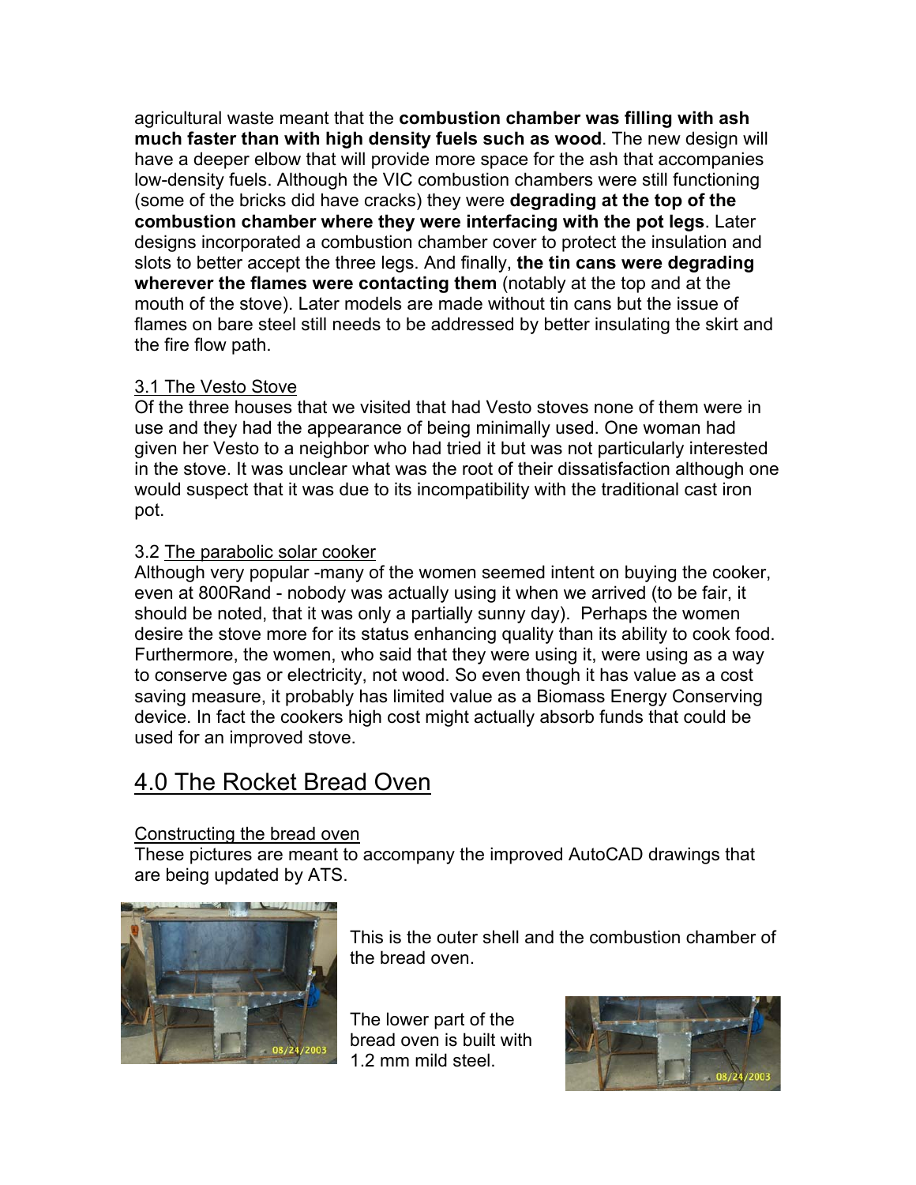agricultural waste meant that the **combustion chamber was filling with ash much faster than with high density fuels such as wood**. The new design will have a deeper elbow that will provide more space for the ash that accompanies low-density fuels. Although the VIC combustion chambers were still functioning (some of the bricks did have cracks) they were **degrading at the top of the combustion chamber where they were interfacing with the pot legs**. Later designs incorporated a combustion chamber cover to protect the insulation and slots to better accept the three legs. And finally, **the tin cans were degrading wherever the flames were contacting them** (notably at the top and at the mouth of the stove). Later models are made without tin cans but the issue of flames on bare steel still needs to be addressed by better insulating the skirt and the fire flow path.

3.1 The Vesto Stove

Of the three houses that we visited that had Vesto stoves none of them were in use and they had the appearance of being minimally used. One woman had given her Vesto to a neighbor who had tried it but was not particularly interested in the stove. It was unclear what was the root of their dissatisfaction although one would suspect that it was due to its incompatibility with the traditional cast iron pot.

3.2 The parabolic solar cooker

Although very popular -many of the women seemed intent on buying the cooker, even at 800Rand - nobody was actually using it when we arrived (to be fair, it should be noted, that it was only a partially sunny day). Perhaps the women desire the stove more for its status enhancing quality than its ability to cook food. Furthermore, the women, who said that they were using it, were using as a way to conserve gas or electricity, not wood. So even though it has value as a cost saving measure, it probably has limited value as a Biomass Energy Conserving device. In fact the cookers high cost might actually absorb funds that could be used for an improved stove.

# 4.0 The Rocket Bread Oven

Constructing the bread oven

These pictures are meant to accompany the improved AutoCAD drawings that are being updated by ATS.

This is the outer shell and the combustion chamber of the bread oven.

The lower part of the bread oven is built with 1.2 mm mild steel.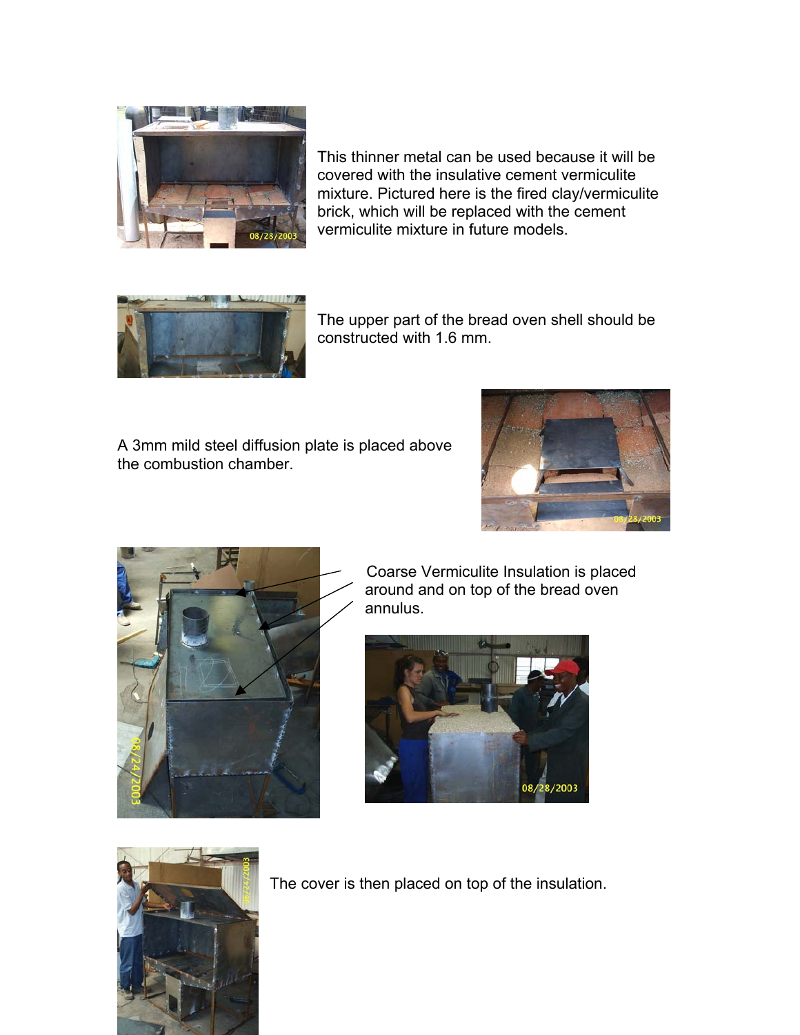This thinner metal can be used because it will be covered with the insulative cement vermiculite mixture. Pictured here is the fired clay/vermiculite brick, which will be replaced with the cement vermiculite mixture in future models.

The upper part of the bread oven shell should be constructed with 1.6 mm.

A 3mm mild steel diffusion plate is placed above the combustion chamber.

Coarse Vermiculite Insulation is placed around and on top of the bread oven annulus.

The cover is then placed on top of the insulation.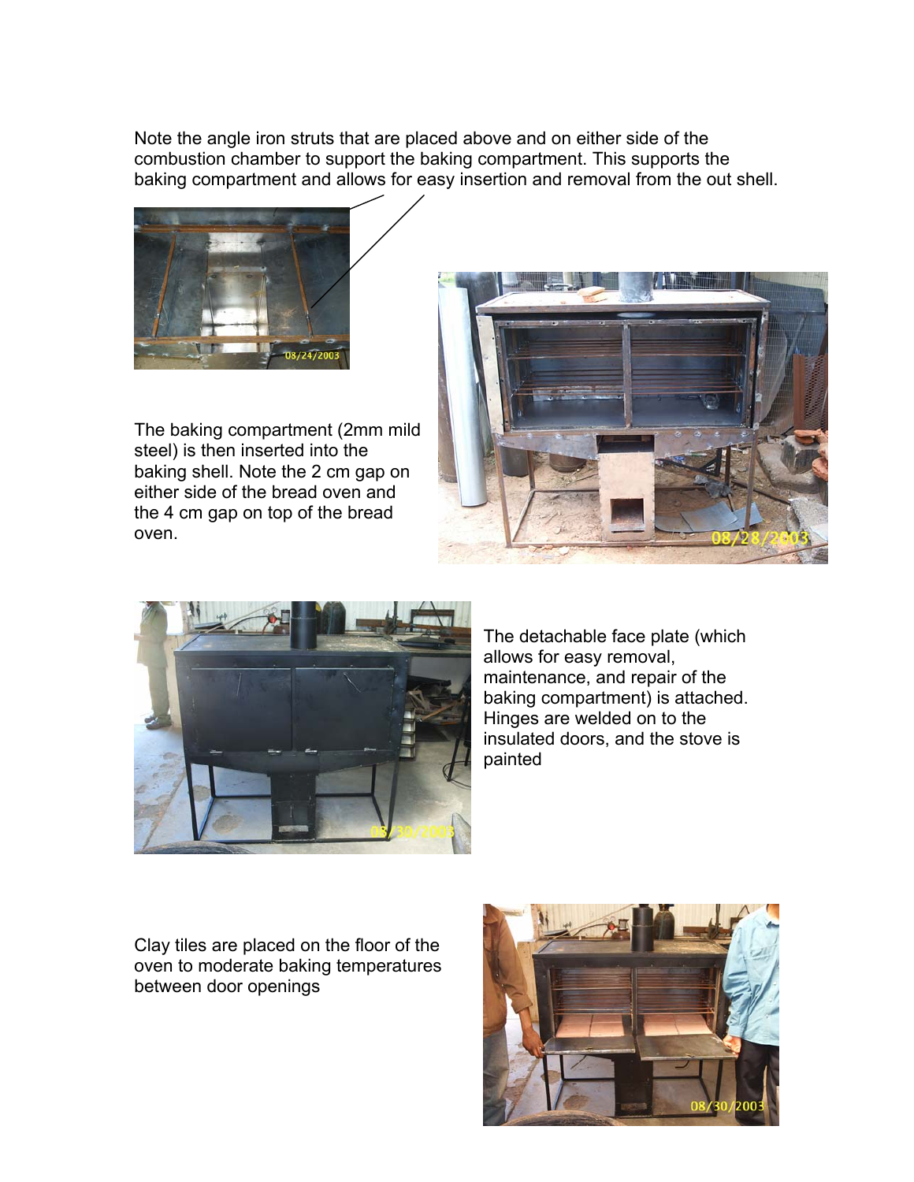Note the angle iron struts that are placed above and on either side of the combustion chamber to support the baking compartment. This supports the baking compartment and allows for easy insertion and removal from the out shell.

The baking compartment (2mm mild steel) is then inserted into the baking shell. Note the 2 cm gap on either side of the bread oven and the 4 cm gap on top of the bread oven.

The detachable face plate (which allows for easy removal, maintenance, and repair of the baking compartment) is attached. Hinges are welded on to the insulated doors, and the stove is painted

Clay tiles are placed on the floor of the oven to moderate baking temperatures between door openings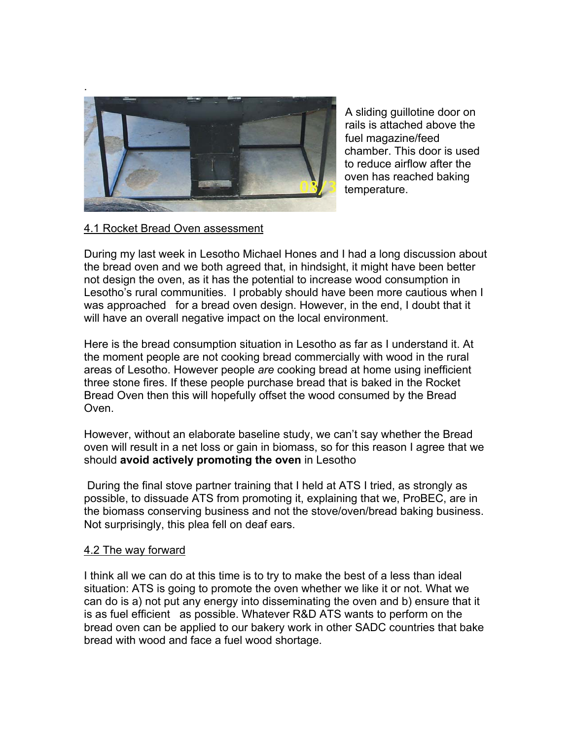A sliding guillotine door on rails is attached above the fuel magazine/feed chamber. This door is used to reduce airflow after the oven has reached baking temperature.

4.1 Rocket Bread Oven assessment

During my last week in Lesotho Michael Hones and I had a long discussion about the bread oven and we both agreed that, in hindsight, it might have been better not design the oven, as it has the potential to increase wood consumption in Lesotho's rural communities. I probably should have been more cautious when I was approached for a bread oven design. However, in the end, I doubt that it will have an overall negative impact on the local environment.

Here is the bread consumption situation in Lesotho as far as I understand it. At the moment people are not cooking bread commercially with wood in the rural areas of Lesotho. However people *are* cooking bread at home using inefficient three stone fires. If these people purchase bread that is baked in the Rocket Bread Oven then this will hopefully offset the wood consumed by the Bread Oven.

However, without an elaborate baseline study, we can't say whether the Bread oven will result in a net loss or gain in biomass, so for this reason I agree that we should **avoid actively promoting the oven** in Lesotho

During the final stove partner training that I held at ATS I tried, as strongly as possible, to dissuade ATS from promoting it, explaining that we, ProBEC, are in the biomass conserving business and not the stove/oven/bread baking business. Not surprisingly, this plea fell on deaf ears.

4.2 The way forward

I think all we can do at this time is to try to make the best of a less than ideal situation: ATS is going to promote the oven whether we like it or not. What we can do is a) not put any energy into disseminating the oven and b) ensure that it is as fuel efficient as possible. Whatever R&D ATS wants to perform on the bread oven can be applied to our bakery work in other SADC countries that bake bread with wood and face a fuel wood shortage.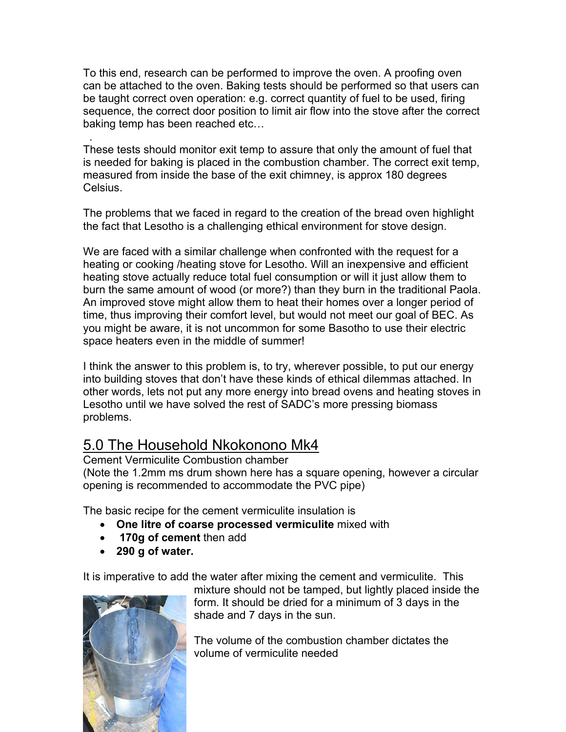To this end, research can be performed to improve the oven. A proofing oven can be attached to the oven. Baking tests should be performed so that users can be taught correct oven operation: e.g. correct quantity of fuel to be used, firing sequence, the correct door position to limit air flow into the stove after the correct baking temp has been reached etc…

.

These tests should monitor exit temp to assure that only the amount of fuel that is needed for baking is placed in the combustion chamber. The correct exit temp, measured from inside the base of the exit chimney, is approx 180 degrees Celsius.

The problems that we faced in regard to the creation of the bread oven highlight the fact that Lesotho is a challenging ethical environment for stove design.

We are faced with a similar challenge when confronted with the request for a heating or cooking /heating stove for Lesotho. Will an inexpensive and efficient heating stove actually reduce total fuel consumption or will it just allow them to burn the same amount of wood (or more?) than they burn in the traditional Paola. An improved stove might allow them to heat their homes over a longer period of time, thus improving their comfort level, but would not meet our goal of BEC. As you might be aware, it is not uncommon for some Basotho to use their electric space heaters even in the middle of summer!

I think the answer to this problem is, to try, wherever possible, to put our energy into building stoves that don't have these kinds of ethical dilemmas attached. In other words, lets not put any more energy into bread ovens and heating stoves in Lesotho until we have solved the rest of SADC's more pressing biomass problems.

## 5.0 The Household Nkokonono Mk4

Cement Vermiculite Combustion chamber
(Note the 1.2mm ms drum shown here has a square opening, however a circular opening is recommended to accommodate the PVC pipe)

The basic recipe for the cement vermiculite insulation is

- **One litre of coarse processed vermiculite** mixed with
- **170g of cement** then add
- **290 g of water.**

It is imperative to add the water after mixing the cement and vermiculite. This mixture should not be tamped, but lightly placed inside the form. It should be dried for a minimum of 3 days in the shade and 7 days in the sun.

The volume of the combustion chamber dictates the volume of vermiculite needed